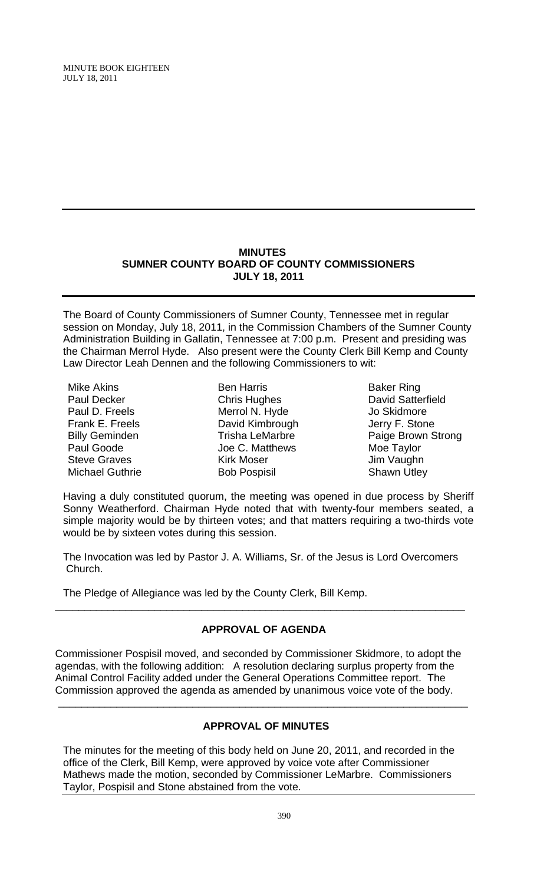## MINUTES
## SUMNER COUNTY BOARD OF COUNTY COMMISSIONERS
## JULY 18, 2011

The Board of County Commissioners of Sumner County, Tennessee met in regular session on Monday, July 18, 2011, in the Commission Chambers of the Sumner County Administration Building in Gallatin, Tennessee at 7:00 p.m. Present and presiding was the Chairman Merrol Hyde. Also present were the County Clerk Bill Kemp and County Law Director Leah Dennen and the following Commissioners to wit:

| | | |
|---|---|---|
| Mike Akins | Ben Harris | Baker Ring |
| Paul Decker | Chris Hughes | David Satterfield |
| Paul D. Freels | Merrol N. Hyde | Jo Skidmore |
| Frank E. Freels | David Kimbrough | Jerry F. Stone |
| Billy Geminden | Trisha LeMarbre | Paige Brown Strong |
| Paul Goode | Joe C. Matthews | Moe Taylor |
| Steve Graves | Kirk Moser | Jim Vaughn |
| Michael Guthrie | Bob Pospisil | Shawn Utley |

Having a duly constituted quorum, the meeting was opened in due process by Sheriff Sonny Weatherford. Chairman Hyde noted that with twenty-four members seated, a simple majority would be by thirteen votes; and that matters requiring a two-thirds vote would be by sixteen votes during this session.

The Invocation was led by Pastor J. A. Williams, Sr. of the Jesus is Lord Overcomers Church.

The Pledge of Allegiance was led by the County Clerk, Bill Kemp.

---

### APPROVAL OF AGENDA

Commissioner Pospisil moved, and seconded by Commissioner Skidmore, to adopt the agendas, with the following addition: A resolution declaring surplus property from the Animal Control Facility added under the General Operations Committee report. The Commission approved the agenda as amended by unanimous voice vote of the body.

---

### APPROVAL OF MINUTES

The minutes for the meeting of this body held on June 20, 2011, and recorded in the office of the Clerk, Bill Kemp, were approved by voice vote after Commissioner Mathews made the motion, seconded by Commissioner LeMarbre. Commissioners Taylor, Pospisil and Stone abstained from the vote.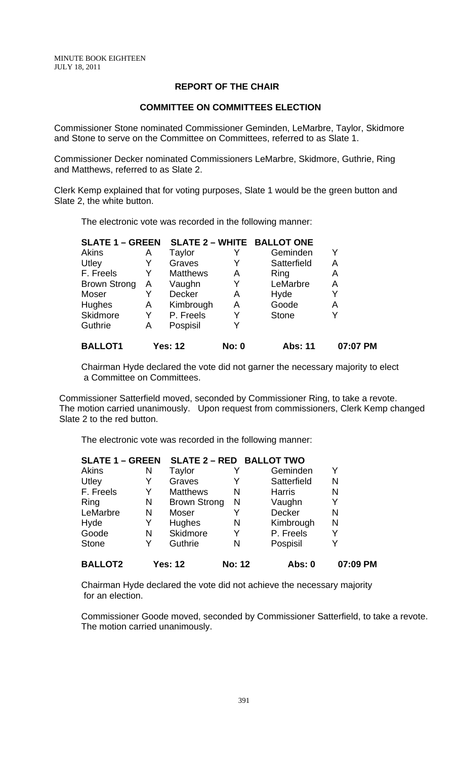## REPORT OF THE CHAIR

### COMMITTEE ON COMMITTEES ELECTION

Commissioner Stone nominated Commissioner Geminden, LeMarbre, Taylor, Skidmore and Stone to serve on the Committee on Committees, referred to as Slate 1.

Commissioner Decker nominated Commissioners LeMarbre, Skidmore, Guthrie, Ring and Matthews, referred to as Slate 2.

Clerk Kemp explained that for voting purposes, Slate 1 would be the green button and Slate 2, the white button.

The electronic vote was recorded in the following manner:

| SLATE 1 – GREEN | | SLATE 2 – WHITE | | BALLOT ONE | | |
|---|---|---|---|---|---|---|
| Akins | A | Taylor | Y | Geminden | Y | |
| Utley | Y | Graves | Y | Satterfield | A | |
| F. Freels | Y | Matthews | A | Ring | A | |
| Brown Strong | A | Vaughn | Y | LeMarbre | A | |
| Moser | Y | Decker | A | Hyde | Y | |
| Hughes | A | Kimbrough | A | Goode | A | |
| Skidmore | Y | P. Freels | Y | Stone | Y | |
| Guthrie | A | Pospisil | Y | | | |
| **BALLOT1** | | **Yes: 12** | **No: 0** | **Abs: 11** | | **07:07 PM** |

Chairman Hyde declared the vote did not garner the necessary majority to elect a Committee on Committees.

Commissioner Satterfield moved, seconded by Commissioner Ring, to take a revote. The motion carried unanimously. Upon request from commissioners, Clerk Kemp changed Slate 2 to the red button.

The electronic vote was recorded in the following manner:

| SLATE 1 – GREEN | | SLATE 2 – RED | | BALLOT TWO | | |
|---|---|---|---|---|---|---|
| Akins | N | Taylor | Y | Geminden | Y | |
| Utley | Y | Graves | Y | Satterfield | N | |
| F. Freels | Y | Matthews | N | Harris | N | |
| Ring | N | Brown Strong | N | Vaughn | Y | |
| LeMarbre | N | Moser | Y | Decker | N | |
| Hyde | Y | Hughes | N | Kimbrough | N | |
| Goode | N | Skidmore | Y | P. Freels | Y | |
| Stone | Y | Guthrie | N | Pospisil | Y | |
| **BALLOT2** | | **Yes: 12** | **No: 12** | **Abs: 0** | | **07:09 PM** |

Chairman Hyde declared the vote did not achieve the necessary majority for an election.

Commissioner Goode moved, seconded by Commissioner Satterfield, to take a revote. The motion carried unanimously.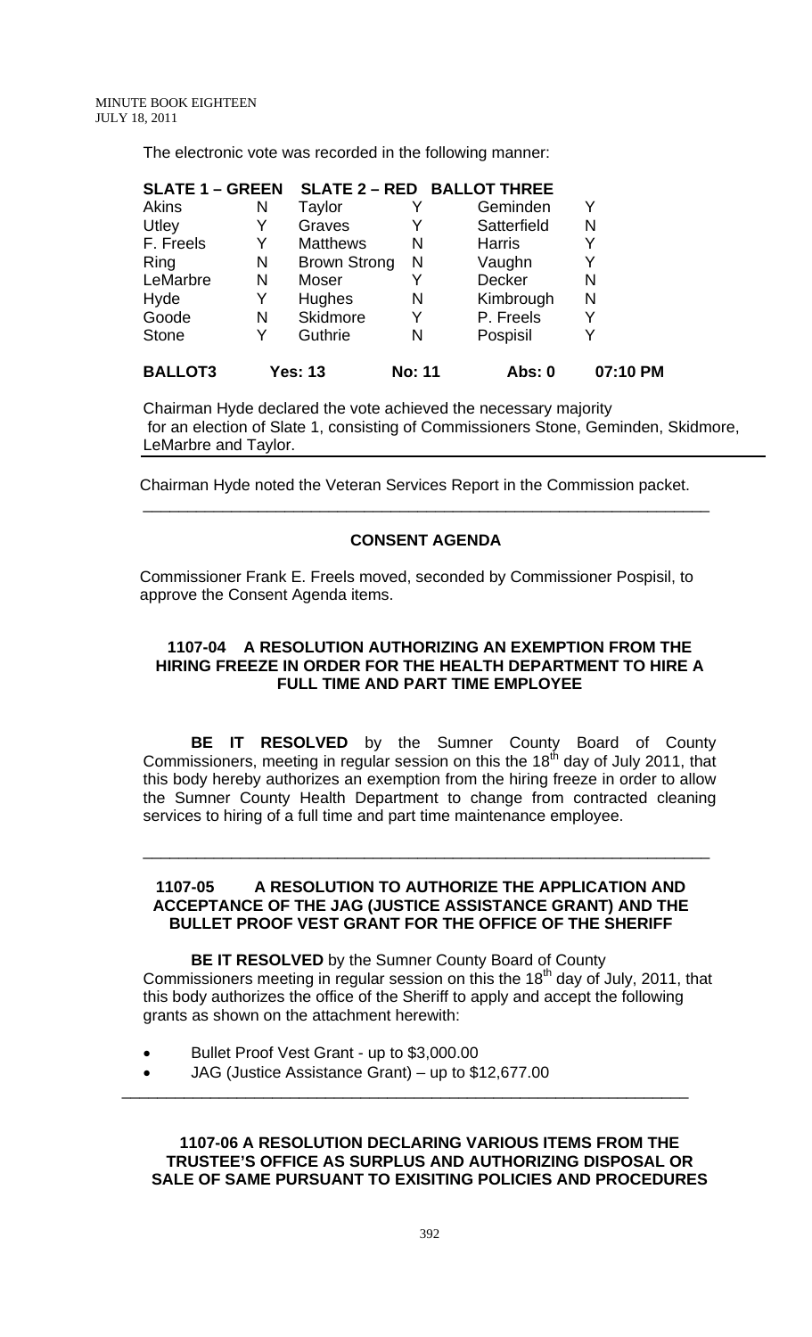The electronic vote was recorded in the following manner:

| SLATE 1 – GREEN | | SLATE 2 – RED | | BALLOT THREE | |
|---|---|---|---|---|---|
| Akins | N | Taylor | Y | Geminden | Y |
| Utley | Y | Graves | Y | Satterfield | N |
| F. Freels | Y | Matthews | N | Harris | Y |
| Ring | N | Brown Strong | N | Vaughn | Y |
| LeMarbre | N | Moser | Y | Decker | N |
| Hyde | Y | Hughes | N | Kimbrough | N |
| Goode | N | Skidmore | Y | P. Freels | Y |
| Stone | Y | Guthrie | N | Pospisil | Y |

**BALLOT3** **Yes: 13** **No: 11** **Abs: 0** **07:10 PM**

Chairman Hyde declared the vote achieved the necessary majority for an election of Slate 1, consisting of Commissioners Stone, Geminden, Skidmore, LeMarbre and Taylor.

Chairman Hyde noted the Veteran Services Report in the Commission packet.

---

### CONSENT AGENDA

Commissioner Frank E. Freels moved, seconded by Commissioner Pospisil, to approve the Consent Agenda items.

### 1107-04 A RESOLUTION AUTHORIZING AN EXEMPTION FROM THE HIRING FREEZE IN ORDER FOR THE HEALTH DEPARTMENT TO HIRE A FULL TIME AND PART TIME EMPLOYEE

**BE IT RESOLVED** by the Sumner County Board of County Commissioners, meeting in regular session on this the 18th day of July 2011, that this body hereby authorizes an exemption from the hiring freeze in order to allow the Sumner County Health Department to change from contracted cleaning services to hiring of a full time and part time maintenance employee.

---

### 1107-05 A RESOLUTION TO AUTHORIZE THE APPLICATION AND ACCEPTANCE OF THE JAG (JUSTICE ASSISTANCE GRANT) AND THE BULLET PROOF VEST GRANT FOR THE OFFICE OF THE SHERIFF

**BE IT RESOLVED** by the Sumner County Board of County Commissioners meeting in regular session on this the 18th day of July, 2011, that this body authorizes the office of the Sheriff to apply and accept the following grants as shown on the attachment herewith:

- Bullet Proof Vest Grant - up to $3,000.00
- JAG (Justice Assistance Grant) – up to $12,677.00

---

### 1107-06 A RESOLUTION DECLARING VARIOUS ITEMS FROM THE TRUSTEE'S OFFICE AS SURPLUS AND AUTHORIZING DISPOSAL OR SALE OF SAME PURSUANT TO EXISITING POLICIES AND PROCEDURES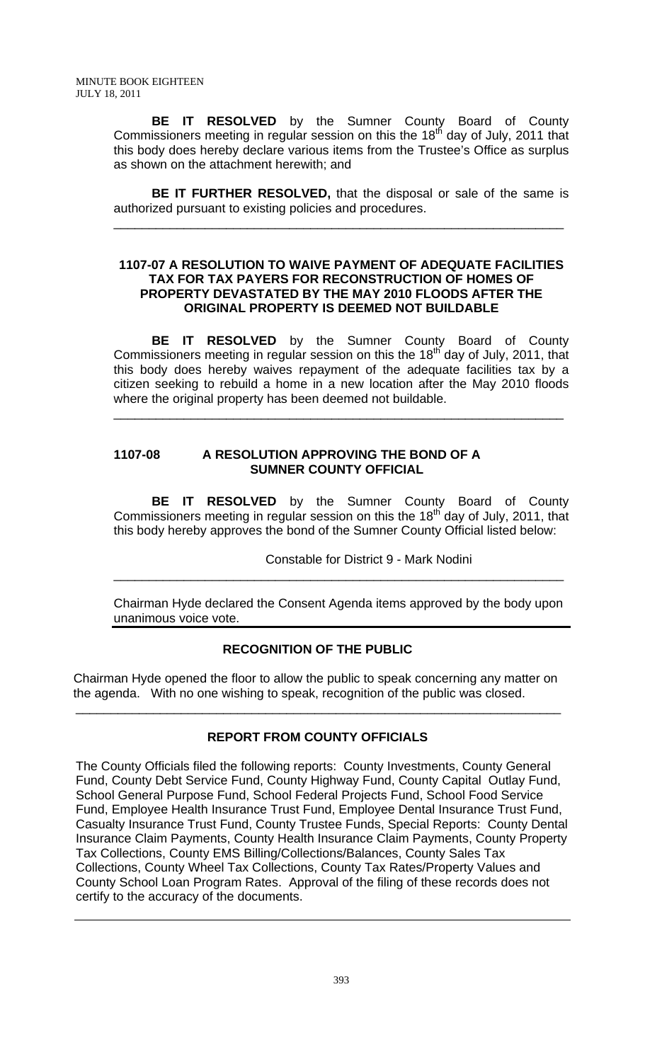**BE IT RESOLVED** by the Sumner County Board of County Commissioners meeting in regular session on this the 18th day of July, 2011 that this body does hereby declare various items from the Trustee's Office as surplus as shown on the attachment herewith; and

**BE IT FURTHER RESOLVED,** that the disposal or sale of the same is authorized pursuant to existing policies and procedures.

---

**1107-07 A RESOLUTION TO WAIVE PAYMENT OF ADEQUATE FACILITIES TAX FOR TAX PAYERS FOR RECONSTRUCTION OF HOMES OF PROPERTY DEVASTATED BY THE MAY 2010 FLOODS AFTER THE ORIGINAL PROPERTY IS DEEMED NOT BUILDABLE**

**BE IT RESOLVED** by the Sumner County Board of County Commissioners meeting in regular session on this the 18th day of July, 2011, that this body does hereby waives repayment of the adequate facilities tax by a citizen seeking to rebuild a home in a new location after the May 2010 floods where the original property has been deemed not buildable.

---

**1107-08 A RESOLUTION APPROVING THE BOND OF A SUMNER COUNTY OFFICIAL**

**BE IT RESOLVED** by the Sumner County Board of County Commissioners meeting in regular session on this the 18th day of July, 2011, that this body hereby approves the bond of the Sumner County Official listed below:

Constable for District 9 - Mark Nodini

---

Chairman Hyde declared the Consent Agenda items approved by the body upon unanimous voice vote.

---

**RECOGNITION OF THE PUBLIC**

Chairman Hyde opened the floor to allow the public to speak concerning any matter on the agenda. With no one wishing to speak, recognition of the public was closed.

---

**REPORT FROM COUNTY OFFICIALS**

The County Officials filed the following reports: County Investments, County General Fund, County Debt Service Fund, County Highway Fund, County Capital Outlay Fund, School General Purpose Fund, School Federal Projects Fund, School Food Service Fund, Employee Health Insurance Trust Fund, Employee Dental Insurance Trust Fund, Casualty Insurance Trust Fund, County Trustee Funds, Special Reports: County Dental Insurance Claim Payments, County Health Insurance Claim Payments, County Property Tax Collections, County EMS Billing/Collections/Balances, County Sales Tax Collections, County Wheel Tax Collections, County Tax Rates/Property Values and County School Loan Program Rates. Approval of the filing of these records does not certify to the accuracy of the documents.

---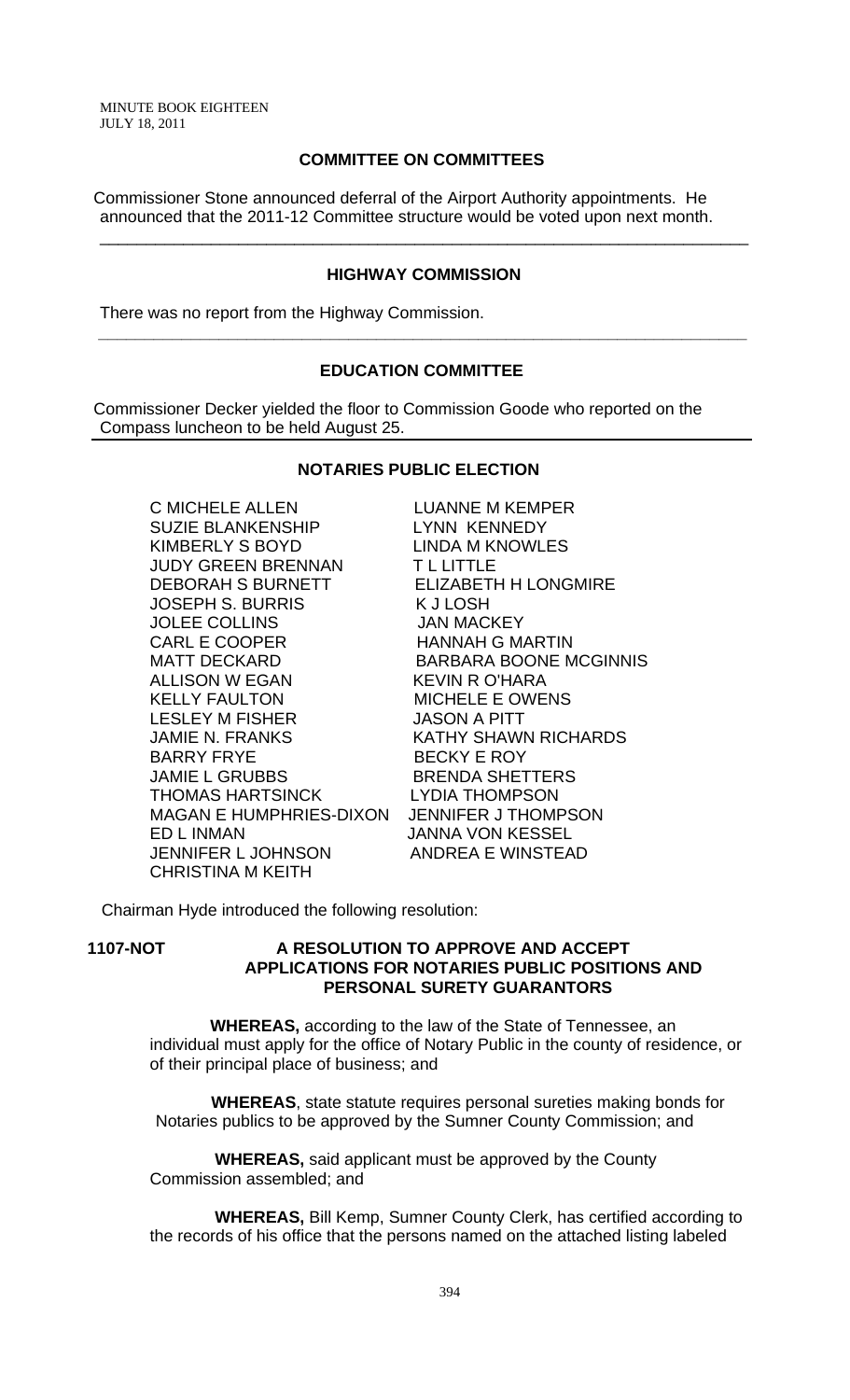## COMMITTEE ON COMMITTEES

Commissioner Stone announced deferral of the Airport Authority appointments. He announced that the 2011-12 Committee structure would be voted upon next month.

---

## HIGHWAY COMMISSION

There was no report from the Highway Commission.

---

## EDUCATION COMMITTEE

Commissioner Decker yielded the floor to Commission Goode who reported on the Compass luncheon to be held August 25.

---

## NOTARIES PUBLIC ELECTION

C MICHELE ALLEN
SUZIE BLANKENSHIP
KIMBERLY S BOYD
JUDY GREEN BRENNAN
DEBORAH S BURNETT
JOSEPH S. BURRIS
JOLEE COLLINS
CARL E COOPER
MATT DECKARD
ALLISON W EGAN
KELLY FAULTON
LESLEY M FISHER
JAMIE N. FRANKS
BARRY FRYE
JAMIE L GRUBBS
THOMAS HARTSINCK
MAGAN E HUMPHRIES-DIXON
ED L INMAN
JENNIFER L JOHNSON
CHRISTINA M KEITH
LUANNE M KEMPER
LYNN KENNEDY
LINDA M KNOWLES
T L LITTLE
ELIZABETH H LONGMIRE
K J LOSH
JAN MACKEY
HANNAH G MARTIN
BARBARA BOONE MCGINNIS
KEVIN R O'HARA
MICHELE E OWENS
JASON A PITT
KATHY SHAWN RICHARDS
BECKY E ROY
BRENDA SHETTERS
LYDIA THOMPSON
JENNIFER J THOMPSON
JANNA VON KESSEL
ANDREA E WINSTEAD

Chairman Hyde introduced the following resolution:

**1107-NOT A RESOLUTION TO APPROVE AND ACCEPT APPLICATIONS FOR NOTARIES PUBLIC POSITIONS AND PERSONAL SURETY GUARANTORS**

**WHEREAS,** according to the law of the State of Tennessee, an individual must apply for the office of Notary Public in the county of residence, or of their principal place of business; and

**WHEREAS**, state statute requires personal sureties making bonds for Notaries publics to be approved by the Sumner County Commission; and

**WHEREAS,** said applicant must be approved by the County Commission assembled; and

**WHEREAS,** Bill Kemp, Sumner County Clerk, has certified according to the records of his office that the persons named on the attached listing labeled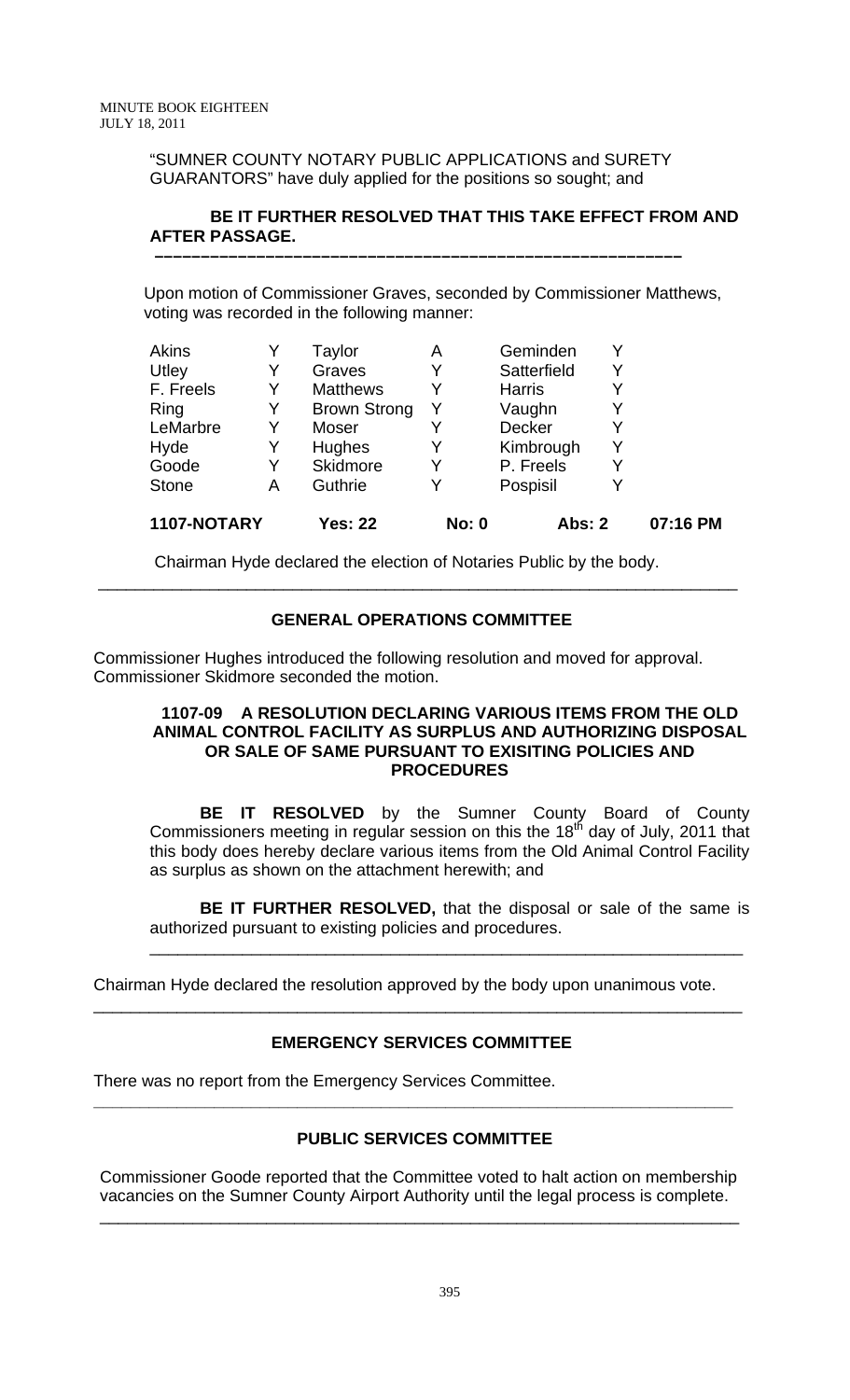"SUMNER COUNTY NOTARY PUBLIC APPLICATIONS and SURETY GUARANTORS" have duly applied for the positions so sought; and

**BE IT FURTHER RESOLVED THAT THIS TAKE EFFECT FROM AND AFTER PASSAGE.**

---

Upon motion of Commissioner Graves, seconded by Commissioner Matthews, voting was recorded in the following manner:

| | | | | | |
|---|---|---|---|---|---|
| Akins | Y | Taylor | A | Geminden | Y |
| Utley | Y | Graves | Y | Satterfield | Y |
| F. Freels | Y | Matthews | Y | Harris | Y |
| Ring | Y | Brown Strong | Y | Vaughn | Y |
| LeMarbre | Y | Moser | Y | Decker | Y |
| Hyde | Y | Hughes | Y | Kimbrough | Y |
| Goode | Y | Skidmore | Y | P. Freels | Y |
| Stone | A | Guthrie | Y | Pospisil | Y |

**1107-NOTARY　　Yes: 22　　No: 0　　Abs: 2　　07:16 PM**

Chairman Hyde declared the election of Notaries Public by the body.

---

## GENERAL OPERATIONS COMMITTEE

Commissioner Hughes introduced the following resolution and moved for approval. Commissioner Skidmore seconded the motion.

### 1107-09 A RESOLUTION DECLARING VARIOUS ITEMS FROM THE OLD ANIMAL CONTROL FACILITY AS SURPLUS AND AUTHORIZING DISPOSAL OR SALE OF SAME PURSUANT TO EXISITING POLICIES AND PROCEDURES

**BE IT RESOLVED** by the Sumner County Board of County Commissioners meeting in regular session on this the 18th day of July, 2011 that this body does hereby declare various items from the Old Animal Control Facility as surplus as shown on the attachment herewith; and

**BE IT FURTHER RESOLVED,** that the disposal or sale of the same is authorized pursuant to existing policies and procedures.

---

Chairman Hyde declared the resolution approved by the body upon unanimous vote.

---

## EMERGENCY SERVICES COMMITTEE

There was no report from the Emergency Services Committee.

---

## PUBLIC SERVICES COMMITTEE

Commissioner Goode reported that the Committee voted to halt action on membership vacancies on the Sumner County Airport Authority until the legal process is complete.

---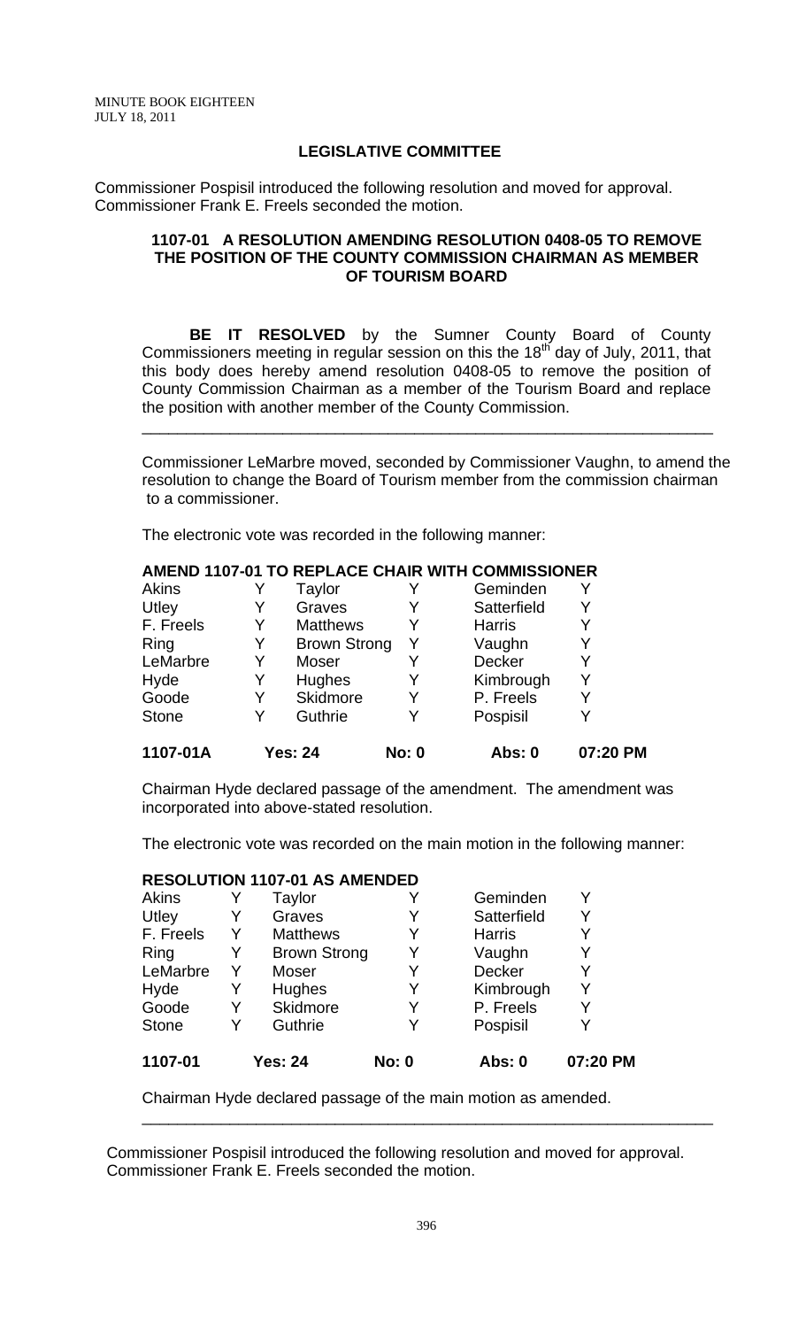## LEGISLATIVE COMMITTEE

Commissioner Pospisil introduced the following resolution and moved for approval. Commissioner Frank E. Freels seconded the motion.

### 1107-01 A RESOLUTION AMENDING RESOLUTION 0408-05 TO REMOVE THE POSITION OF THE COUNTY COMMISSION CHAIRMAN AS MEMBER OF TOURISM BOARD

**BE IT RESOLVED** by the Sumner County Board of County Commissioners meeting in regular session on this the 18th day of July, 2011, that this body does hereby amend resolution 0408-05 to remove the position of County Commission Chairman as a member of the Tourism Board and replace the position with another member of the County Commission.

---

Commissioner LeMarbre moved, seconded by Commissioner Vaughn, to amend the resolution to change the Board of Tourism member from the commission chairman to a commissioner.

The electronic vote was recorded in the following manner:

**AMEND 1107-01 TO REPLACE CHAIR WITH COMMISSIONER**

| | | | | | |
|---|---|---|---|---|---|
| Akins | Y | Taylor | Y | Geminden | Y |
| Utley | Y | Graves | Y | Satterfield | Y |
| F. Freels | Y | Matthews | Y | Harris | Y |
| Ring | Y | Brown Strong | Y | Vaughn | Y |
| LeMarbre | Y | Moser | Y | Decker | Y |
| Hyde | Y | Hughes | Y | Kimbrough | Y |
| Goode | Y | Skidmore | Y | P. Freels | Y |
| Stone | Y | Guthrie | Y | Pospisil | Y |
| **1107-01A** | | **Yes: 24** | **No: 0** | **Abs: 0** | **07:20 PM** |

Chairman Hyde declared passage of the amendment. The amendment was incorporated into above-stated resolution.

The electronic vote was recorded on the main motion in the following manner:

**RESOLUTION 1107-01 AS AMENDED**

| | | | | | |
|---|---|---|---|---|---|
| Akins | Y | Taylor | Y | Geminden | Y |
| Utley | Y | Graves | Y | Satterfield | Y |
| F. Freels | Y | Matthews | Y | Harris | Y |
| Ring | Y | Brown Strong | Y | Vaughn | Y |
| LeMarbre | Y | Moser | Y | Decker | Y |
| Hyde | Y | Hughes | Y | Kimbrough | Y |
| Goode | Y | Skidmore | Y | P. Freels | Y |
| Stone | Y | Guthrie | Y | Pospisil | Y |
| **1107-01** | | **Yes: 24** | **No: 0** | **Abs: 0** | **07:20 PM** |

Chairman Hyde declared passage of the main motion as amended.

---

Commissioner Pospisil introduced the following resolution and moved for approval. Commissioner Frank E. Freels seconded the motion.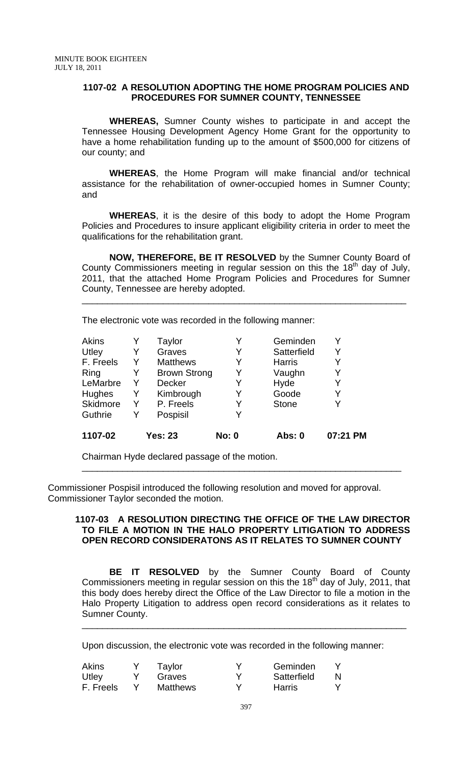**1107-02 A RESOLUTION ADOPTING THE HOME PROGRAM POLICIES AND PROCEDURES FOR SUMNER COUNTY, TENNESSEE**

**WHEREAS,** Sumner County wishes to participate in and accept the Tennessee Housing Development Agency Home Grant for the opportunity to have a home rehabilitation funding up to the amount of $500,000 for citizens of our county; and

**WHEREAS**, the Home Program will make financial and/or technical assistance for the rehabilitation of owner-occupied homes in Sumner County; and

**WHEREAS**, it is the desire of this body to adopt the Home Program Policies and Procedures to insure applicant eligibility criteria in order to meet the qualifications for the rehabilitation grant.

**NOW, THEREFORE, BE IT RESOLVED** by the Sumner County Board of County Commissioners meeting in regular session on this the 18th day of July, 2011, that the attached Home Program Policies and Procedures for Sumner County, Tennessee are hereby adopted.

---

The electronic vote was recorded in the following manner:

| | | | | | |
|---|---|---|---|---|---|
| Akins | Y | Taylor | Y | Geminden | Y |
| Utley | Y | Graves | Y | Satterfield | Y |
| F. Freels | Y | Matthews | Y | Harris | Y |
| Ring | Y | Brown Strong | Y | Vaughn | Y |
| LeMarbre | Y | Decker | Y | Hyde | Y |
| Hughes | Y | Kimbrough | Y | Goode | Y |
| Skidmore | Y | P. Freels | Y | Stone | Y |
| Guthrie | Y | Pospisil | Y | | |
| **1107-02** | | **Yes: 23** | **No: 0** | **Abs: 0** | **07:21 PM** |

Chairman Hyde declared passage of the motion.

---

Commissioner Pospisil introduced the following resolution and moved for approval. Commissioner Taylor seconded the motion.

**1107-03 A RESOLUTION DIRECTING THE OFFICE OF THE LAW DIRECTOR TO FILE A MOTION IN THE HALO PROPERTY LITIGATION TO ADDRESS OPEN RECORD CONSIDERATONS AS IT RELATES TO SUMNER COUNTY**

**BE IT RESOLVED** by the Sumner County Board of County Commissioners meeting in regular session on this the 18th day of July, 2011, that this body does hereby direct the Office of the Law Director to file a motion in the Halo Property Litigation to address open record considerations as it relates to Sumner County.

---

Upon discussion, the electronic vote was recorded in the following manner:

| | | | | | |
|---|---|---|---|---|---|
| Akins | Y | Taylor | Y | Geminden | Y |
| Utley | Y | Graves | Y | Satterfield | N |
| F. Freels | Y | Matthews | Y | Harris | Y |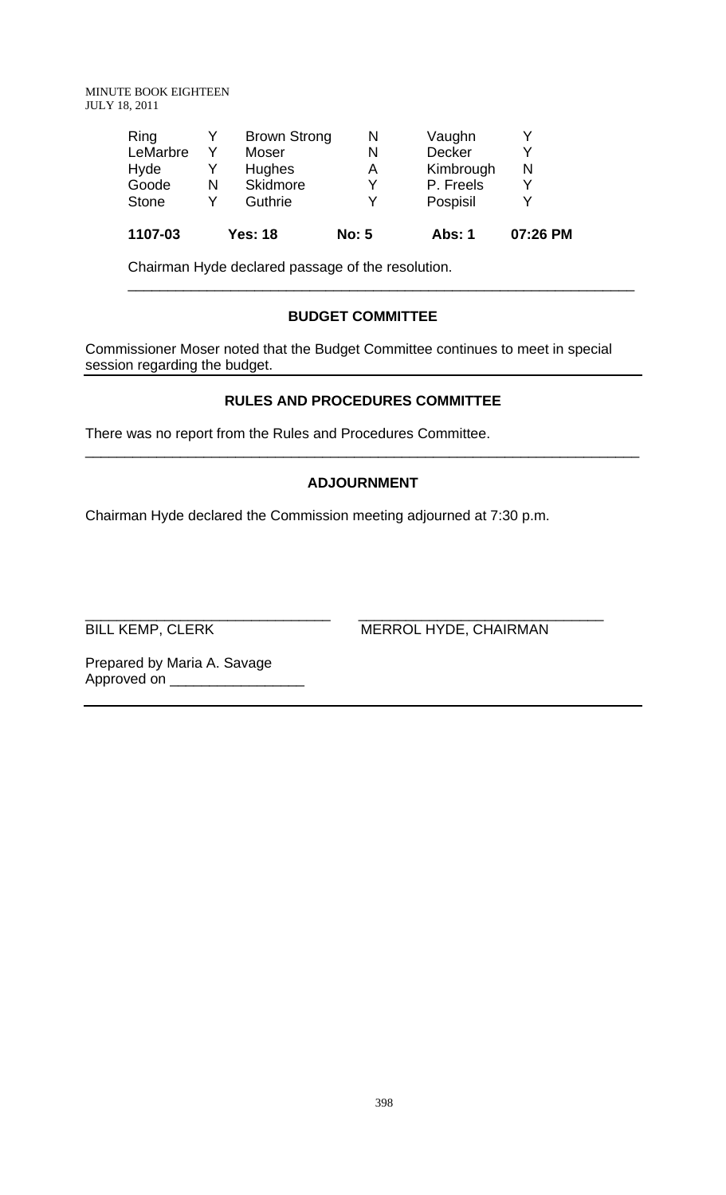| | | | | | |
|---|---|---|---|---|---|
| Ring | Y | Brown Strong | N | Vaughn | Y |
| LeMarbre | Y | Moser | N | Decker | Y |
| Hyde | Y | Hughes | A | Kimbrough | N |
| Goode | N | Skidmore | Y | P. Freels | Y |
| Stone | Y | Guthrie | Y | Pospisil | Y |
| **1107-03** | | **Yes: 18** | **No: 5** | **Abs: 1** | **07:26 PM** |

Chairman Hyde declared passage of the resolution.

---

## BUDGET COMMITTEE

Commissioner Moser noted that the Budget Committee continues to meet in special session regarding the budget.

---

## RULES AND PROCEDURES COMMITTEE

There was no report from the Rules and Procedures Committee.

---

## ADJOURNMENT

Chairman Hyde declared the Commission meeting adjourned at 7:30 p.m.

_______________________________ _______________________________

BILL KEMP, CLERK MERROL HYDE, CHAIRMAN

Prepared by Maria A. Savage

Approved on ________________